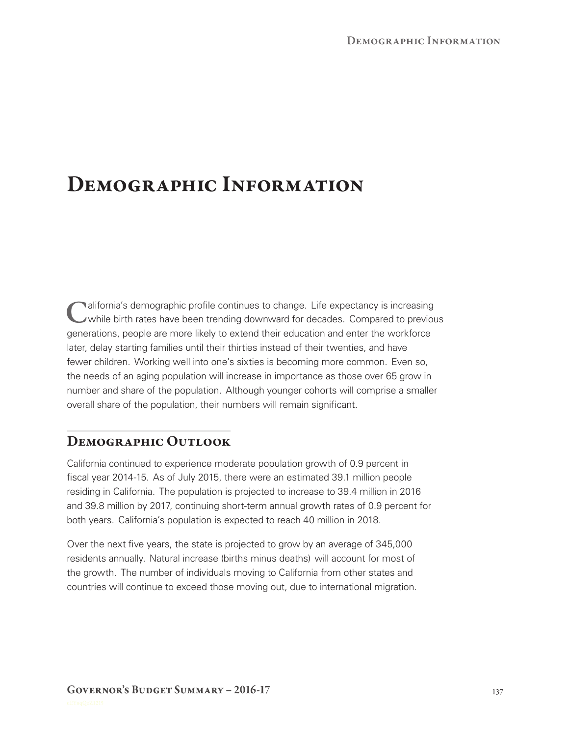# Demographic Information

California's demographic profile continues to change. Life expectancy is increasing while birth rates have been trending downward for decades. Compared to previous generations, people are more likely to extend their education and enter the workforce later, delay starting families until their thirties instead of their twenties, and have fewer children. Working well into one's sixties is becoming more common. Even so, the needs of an aging population will increase in importance as those over 65 grow in number and share of the population. Although younger cohorts will comprise a smaller overall share of the population, their numbers will remain significant.

## Demographic Outlook

California continued to experience moderate population growth of 0.9 percent in fiscal year 2014-15. As of July 2015, there were an estimated 39.1 million people residing in California. The population is projected to increase to 39.4 million in 2016 and 39.8 million by 2017, continuing short-term annual growth rates of 0.9 percent for both years. California's population is expected to reach 40 million in 2018.

Over the next five years, the state is projected to grow by an average of 345,000 residents annually. Natural increase (births minus deaths) will account for most of the growth. The number of individuals moving to California from other states and countries will continue to exceed those moving out, due to international migration.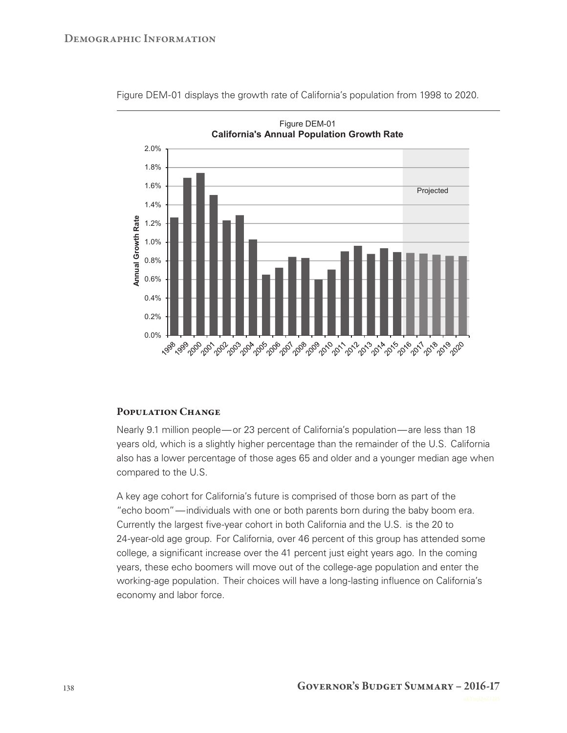Figure DEM-01 displays the growth rate of California's population from 1998 to 2020.

Figure DEM-01
**California's Annual Population Growth Rate**

## Population Change

Nearly 9.1 million people—or 23 percent of California's population—are less than 18 years old, which is a slightly higher percentage than the remainder of the U.S. California also has a lower percentage of those ages 65 and older and a younger median age when compared to the U.S.

A key age cohort for California's future is comprised of those born as part of the "echo boom"—individuals with one or both parents born during the baby boom era. Currently the largest five-year cohort in both California and the U.S. is the 20 to 24-year-old age group. For California, over 46 percent of this group has attended some college, a significant increase over the 41 percent just eight years ago. In the coming years, these echo boomers will move out of the college-age population and enter the working-age population. Their choices will have a long-lasting influence on California's economy and labor force.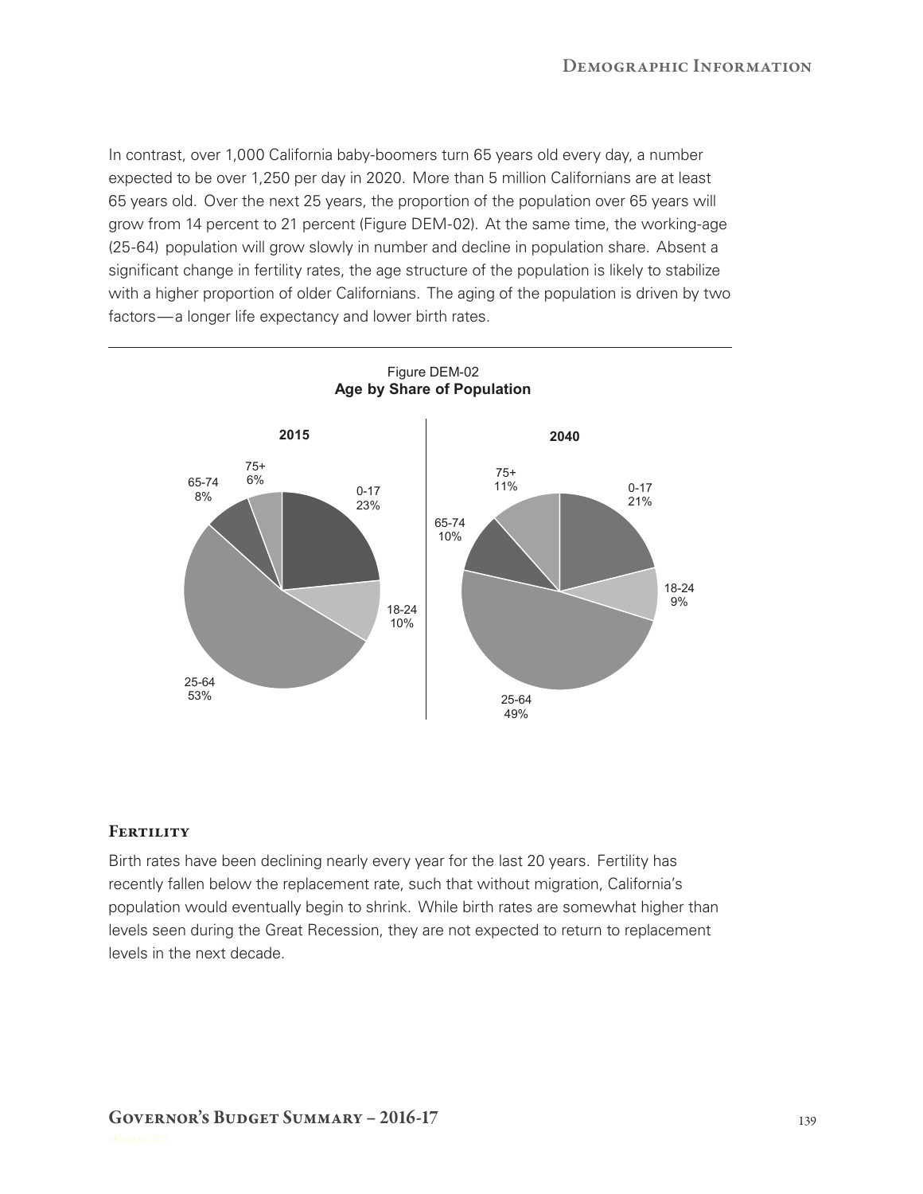In contrast, over 1,000 California baby-boomers turn 65 years old every day, a number expected to be over 1,250 per day in 2020. More than 5 million Californians are at least 65 years old. Over the next 25 years, the proportion of the population over 65 years will grow from 14 percent to 21 percent (Figure DEM-02). At the same time, the working-age (25-64) population will grow slowly in number and decline in population share. Absent a significant change in fertility rates, the age structure of the population is likely to stabilize with a higher proportion of older Californians. The aging of the population is driven by two factors—a longer life expectancy and lower birth rates.

Figure DEM-02
**Age by Share of Population**

| Age | 2015 | 2040 |
|---|---|---|
| 0-17 | 23% | 21% |
| 18-24 | 10% | 9% |
| 25-64 | 53% | 49% |
| 65-74 | 8% | 10% |
| 75+ | 6% | 11% |

## Fertility

Birth rates have been declining nearly every year for the last 20 years. Fertility has recently fallen below the replacement rate, such that without migration, California's population would eventually begin to shrink. While birth rates are somewhat higher than levels seen during the Great Recession, they are not expected to return to replacement levels in the next decade.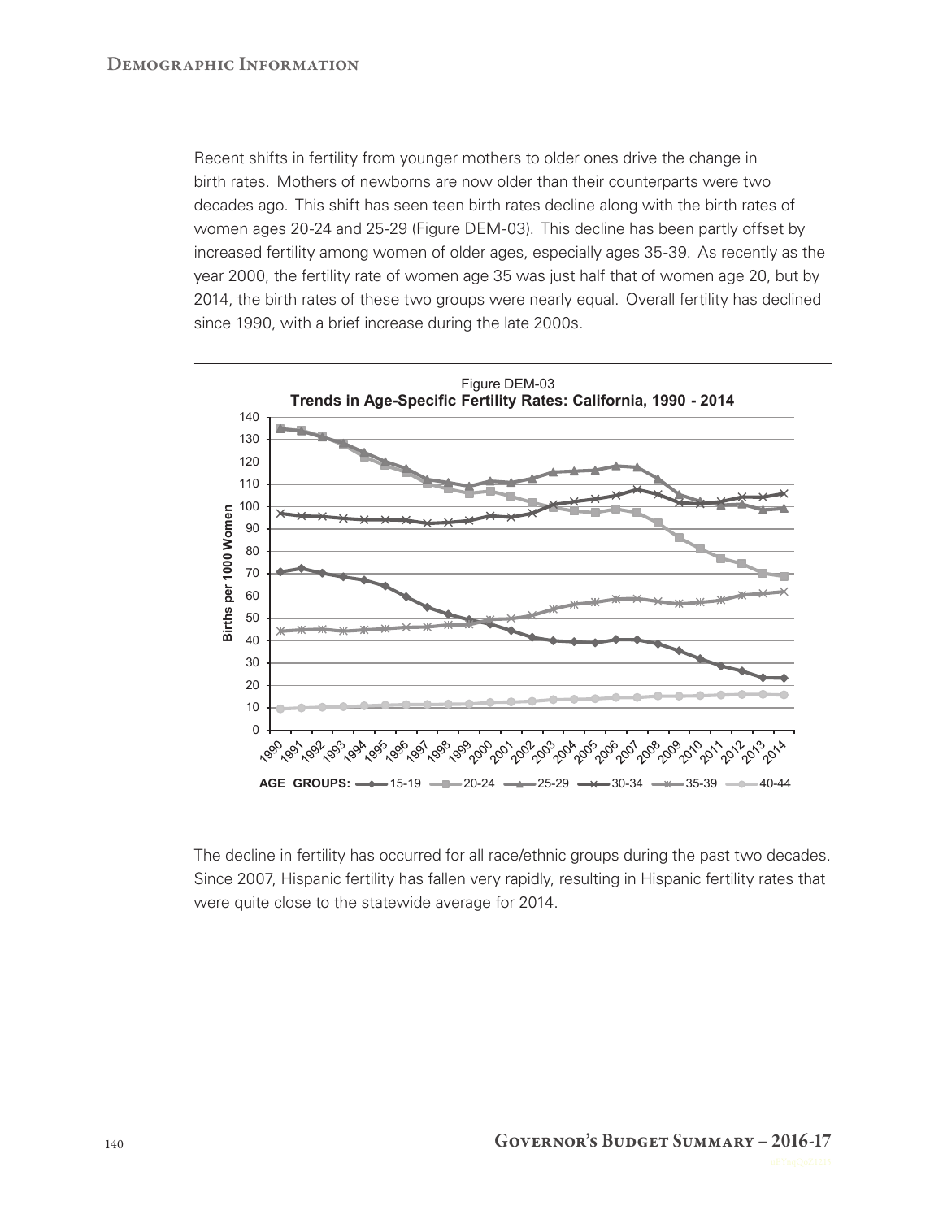Recent shifts in fertility from younger mothers to older ones drive the change in birth rates. Mothers of newborns are now older than their counterparts were two decades ago. This shift has seen teen birth rates decline along with the birth rates of women ages 20-24 and 25-29 (Figure DEM-03). This decline has been partly offset by increased fertility among women of older ages, especially ages 35-39. As recently as the year 2000, the fertility rate of women age 35 was just half that of women age 20, but by 2014, the birth rates of these two groups were nearly equal. Overall fertility has declined since 1990, with a brief increase during the late 2000s.

Figure DEM-03

**Trends in Age-Specific Fertility Rates: California, 1990 - 2014**

Births per 1000 Women

140
130
120
110
100
90
80
70
60
50
40
30
20
10
0

1990 1991 1992 1993 1994 1995 1996 1997 1998 1999 2000 2001 2002 2003 2004 2005 2006 2007 2008 2009 2010 2011 2012 2013 2014

AGE GROUPS: 15-19 20-24 25-29 30-34 35-39 40-44

The decline in fertility has occurred for all race/ethnic groups during the past two decades. Since 2007, Hispanic fertility has fallen very rapidly, resulting in Hispanic fertility rates that were quite close to the statewide average for 2014.